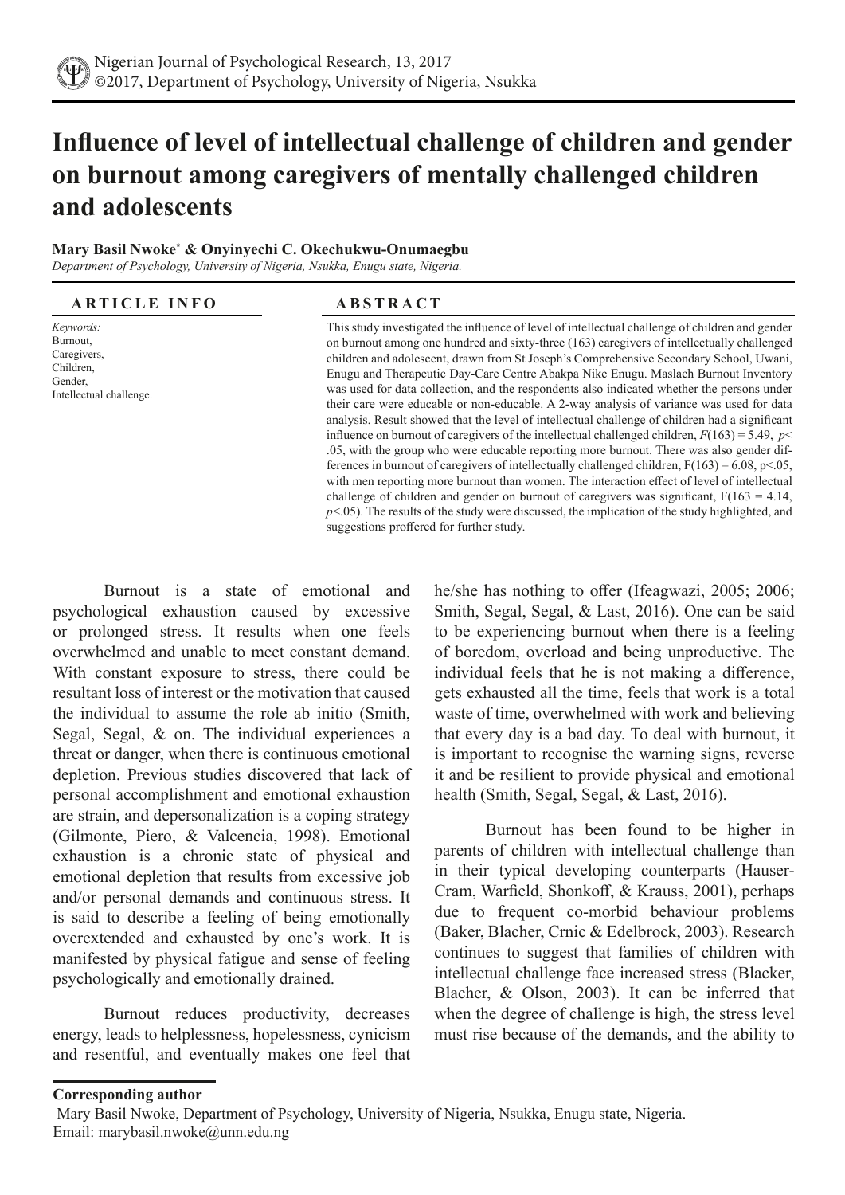# Influence of level of intellectual challenge of children and gender on burnout among caregivers of mentally challenged children and adolescents

**Mary Basil Nwoke*** **& Onyinyechi C. Okechukwu-Onumaegbu**

*Department of Psychology, University of Nigeria, Nsukka, Enugu state, Nigeria.*

## ARTICLE INFO

*Keywords:*
Burnout,
Caregivers,
Children,
Gender,
Intellectual challenge.

## ABSTRACT

This study investigated the influence of level of intellectual challenge of children and gender on burnout among one hundred and sixty-three (163) caregivers of intellectually challenged children and adolescent, drawn from St Joseph's Comprehensive Secondary School, Uwani, Enugu and Therapeutic Day-Care Centre Abakpa Nike Enugu. Maslach Burnout Inventory was used for data collection, and the respondents also indicated whether the persons under their care were educable or non-educable. A 2-way analysis of variance was used for data analysis. Result showed that the level of intellectual challenge of children had a significant influence on burnout of caregivers of the intellectual challenged children, $F(163) = 5.49$, $p < .05$, with the group who were educable reporting more burnout. There was also gender differences in burnout of caregivers of intellectually challenged children, $F(163) = 6.08$, $p<.05$, with men reporting more burnout than women. The interaction effect of level of intellectual challenge of children and gender on burnout of caregivers was significant, $F(163 = 4.14$, $p<.05$). The results of the study were discussed, the implication of the study highlighted, and suggestions proffered for further study.

Burnout is a state of emotional and psychological exhaustion caused by excessive or prolonged stress. It results when one feels overwhelmed and unable to meet constant demand. With constant exposure to stress, there could be resultant loss of interest or the motivation that caused the individual to assume the role ab initio (Smith, Segal, Segal, & on. The individual experiences a threat or danger, when there is continuous emotional depletion. Previous studies discovered that lack of personal accomplishment and emotional exhaustion are strain, and depersonalization is a coping strategy (Gilmonte, Piero, & Valcencia, 1998). Emotional exhaustion is a chronic state of physical and emotional depletion that results from excessive job and/or personal demands and continuous stress. It is said to describe a feeling of being emotionally overextended and exhausted by one's work. It is manifested by physical fatigue and sense of feeling psychologically and emotionally drained.

Burnout reduces productivity, decreases energy, leads to helplessness, hopelessness, cynicism and resentful, and eventually makes one feel that he/she has nothing to offer (Ifeagwazi, 2005; 2006; Smith, Segal, Segal, & Last, 2016). One can be said to be experiencing burnout when there is a feeling of boredom, overload and being unproductive. The individual feels that he is not making a difference, gets exhausted all the time, feels that work is a total waste of time, overwhelmed with work and believing that every day is a bad day. To deal with burnout, it is important to recognise the warning signs, reverse it and be resilient to provide physical and emotional health (Smith, Segal, Segal, & Last, 2016).

Burnout has been found to be higher in parents of children with intellectual challenge than in their typical developing counterparts (Hauser-Cram, Warfield, Shonkoff, & Krauss, 2001), perhaps due to frequent co-morbid behaviour problems (Baker, Blacher, Crnic & Edelbrock, 2003). Research continues to suggest that families of children with intellectual challenge face increased stress (Blacker, Blacher, & Olson, 2003). It can be inferred that when the degree of challenge is high, the stress level must rise because of the demands, and the ability to

**Corresponding author**

Mary Basil Nwoke, Department of Psychology, University of Nigeria, Nsukka, Enugu state, Nigeria.
Email: marybasil.nwoke@unn.edu.ng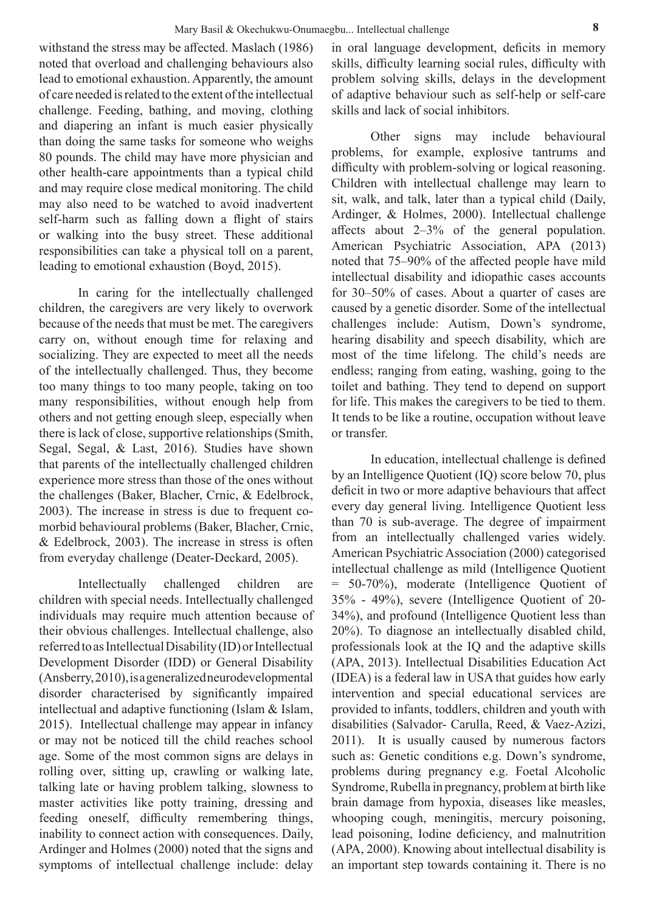withstand the stress may be affected. Maslach (1986) noted that overload and challenging behaviours also lead to emotional exhaustion. Apparently, the amount of care needed is related to the extent of the intellectual challenge. Feeding, bathing, and moving, clothing and diapering an infant is much easier physically than doing the same tasks for someone who weighs 80 pounds. The child may have more physician and other health-care appointments than a typical child and may require close medical monitoring. The child may also need to be watched to avoid inadvertent self-harm such as falling down a flight of stairs or walking into the busy street. These additional responsibilities can take a physical toll on a parent, leading to emotional exhaustion (Boyd, 2015).

In caring for the intellectually challenged children, the caregivers are very likely to overwork because of the needs that must be met. The caregivers carry on, without enough time for relaxing and socializing. They are expected to meet all the needs of the intellectually challenged. Thus, they become too many things to too many people, taking on too many responsibilities, without enough help from others and not getting enough sleep, especially when there is lack of close, supportive relationships (Smith, Segal, Segal, & Last, 2016). Studies have shown that parents of the intellectually challenged children experience more stress than those of the ones without the challenges (Baker, Blacher, Crnic, & Edelbrock, 2003). The increase in stress is due to frequent co-morbid behavioural problems (Baker, Blacher, Crnic, & Edelbrock, 2003). The increase in stress is often from everyday challenge (Deater-Deckard, 2005).

Intellectually challenged children are children with special needs. Intellectually challenged individuals may require much attention because of their obvious challenges. Intellectual challenge, also referred to as Intellectual Disability (ID) or Intellectual Development Disorder (IDD) or General Disability (Ansberry, 2010), is a generalized neurodevelopmental disorder characterised by significantly impaired intellectual and adaptive functioning (Islam & Islam, 2015). Intellectual challenge may appear in infancy or may not be noticed till the child reaches school age. Some of the most common signs are delays in rolling over, sitting up, crawling or walking late, talking late or having problem talking, slowness to master activities like potty training, dressing and feeding oneself, difficulty remembering things, inability to connect action with consequences. Daily, Ardinger and Holmes (2000) noted that the signs and symptoms of intellectual challenge include: delay in oral language development, deficits in memory skills, difficulty learning social rules, difficulty with problem solving skills, delays in the development of adaptive behaviour such as self-help or self-care skills and lack of social inhibitors.

Other signs may include behavioural problems, for example, explosive tantrums and difficulty with problem-solving or logical reasoning. Children with intellectual challenge may learn to sit, walk, and talk, later than a typical child (Daily, Ardinger, & Holmes, 2000). Intellectual challenge affects about 2–3% of the general population. American Psychiatric Association, APA (2013) noted that 75–90% of the affected people have mild intellectual disability and idiopathic cases accounts for 30–50% of cases. About a quarter of cases are caused by a genetic disorder. Some of the intellectual challenges include: Autism, Down's syndrome, hearing disability and speech disability, which are most of the time lifelong. The child's needs are endless; ranging from eating, washing, going to the toilet and bathing. They tend to depend on support for life. This makes the caregivers to be tied to them. It tends to be like a routine, occupation without leave or transfer.

In education, intellectual challenge is defined by an Intelligence Quotient (IQ) score below 70, plus deficit in two or more adaptive behaviours that affect every day general living. Intelligence Quotient less than 70 is sub-average. The degree of impairment from an intellectually challenged varies widely. American Psychiatric Association (2000) categorised intellectual challenge as mild (Intelligence Quotient = 50-70%), moderate (Intelligence Quotient of 35% - 49%), severe (Intelligence Quotient of 20-34%), and profound (Intelligence Quotient less than 20%). To diagnose an intellectually disabled child, professionals look at the IQ and the adaptive skills (APA, 2013). Intellectual Disabilities Education Act (IDEA) is a federal law in USA that guides how early intervention and special educational services are provided to infants, toddlers, children and youth with disabilities (Salvador- Carulla, Reed, & Vaez-Azizi, 2011). It is usually caused by numerous factors such as: Genetic conditions e.g. Down's syndrome, problems during pregnancy e.g. Foetal Alcoholic Syndrome, Rubella in pregnancy, problem at birth like brain damage from hypoxia, diseases like measles, whooping cough, meningitis, mercury poisoning, lead poisoning, Iodine deficiency, and malnutrition (APA, 2000). Knowing about intellectual disability is an important step towards containing it. There is no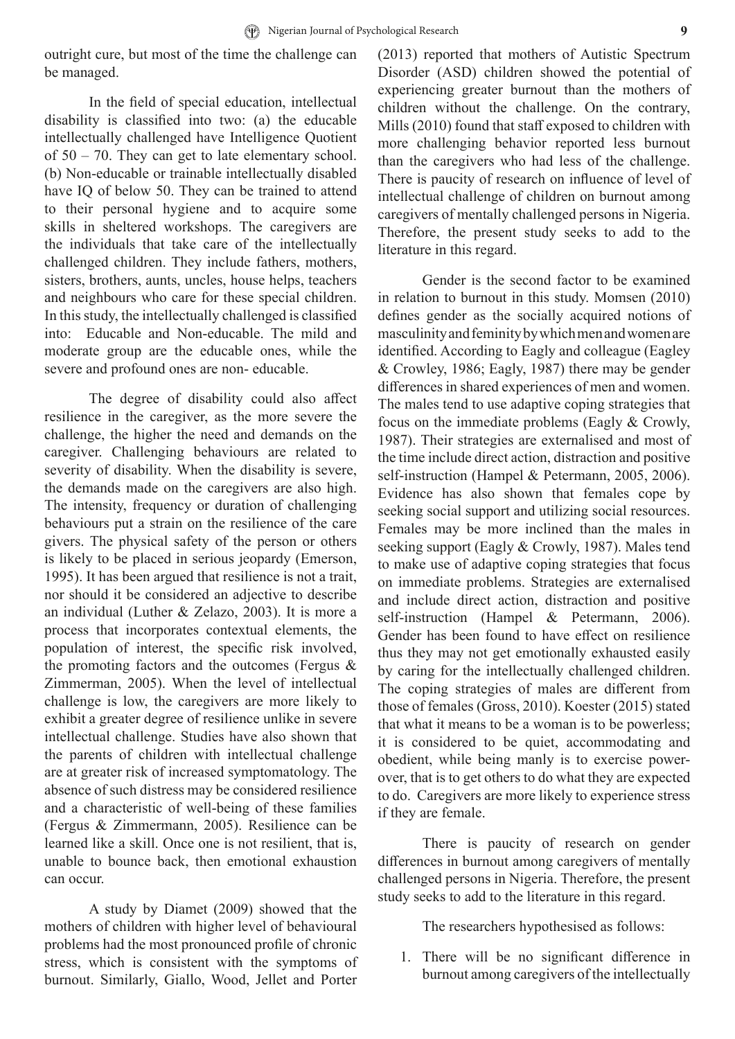outright cure, but most of the time the challenge can be managed.

In the field of special education, intellectual disability is classified into two: (a) the educable intellectually challenged have Intelligence Quotient of 50 – 70. They can get to late elementary school. (b) Non-educable or trainable intellectually disabled have IQ of below 50. They can be trained to attend to their personal hygiene and to acquire some skills in sheltered workshops. The caregivers are the individuals that take care of the intellectually challenged children. They include fathers, mothers, sisters, brothers, aunts, uncles, house helps, teachers and neighbours who care for these special children. In this study, the intellectually challenged is classified into: Educable and Non-educable. The mild and moderate group are the educable ones, while the severe and profound ones are non- educable.

The degree of disability could also affect resilience in the caregiver, as the more severe the challenge, the higher the need and demands on the caregiver. Challenging behaviours are related to severity of disability. When the disability is severe, the demands made on the caregivers are also high. The intensity, frequency or duration of challenging behaviours put a strain on the resilience of the care givers. The physical safety of the person or others is likely to be placed in serious jeopardy (Emerson, 1995). It has been argued that resilience is not a trait, nor should it be considered an adjective to describe an individual (Luther & Zelazo, 2003). It is more a process that incorporates contextual elements, the population of interest, the specific risk involved, the promoting factors and the outcomes (Fergus & Zimmerman, 2005). When the level of intellectual challenge is low, the caregivers are more likely to exhibit a greater degree of resilience unlike in severe intellectual challenge. Studies have also shown that the parents of children with intellectual challenge are at greater risk of increased symptomatology. The absence of such distress may be considered resilience and a characteristic of well-being of these families (Fergus & Zimmermann, 2005). Resilience can be learned like a skill. Once one is not resilient, that is, unable to bounce back, then emotional exhaustion can occur.

A study by Diamet (2009) showed that the mothers of children with higher level of behavioural problems had the most pronounced profile of chronic stress, which is consistent with the symptoms of burnout. Similarly, Giallo, Wood, Jellet and Porter (2013) reported that mothers of Autistic Spectrum Disorder (ASD) children showed the potential of experiencing greater burnout than the mothers of children without the challenge. On the contrary, Mills (2010) found that staff exposed to children with more challenging behavior reported less burnout than the caregivers who had less of the challenge. There is paucity of research on influence of level of intellectual challenge of children on burnout among caregivers of mentally challenged persons in Nigeria. Therefore, the present study seeks to add to the literature in this regard.

Gender is the second factor to be examined in relation to burnout in this study. Momsen (2010) defines gender as the socially acquired notions of masculinity and feminity by which men and women are identified. According to Eagly and colleague (Eagley & Crowley, 1986; Eagly, 1987) there may be gender differences in shared experiences of men and women. The males tend to use adaptive coping strategies that focus on the immediate problems (Eagly & Crowly, 1987). Their strategies are externalised and most of the time include direct action, distraction and positive self-instruction (Hampel & Petermann, 2005, 2006). Evidence has also shown that females cope by seeking social support and utilizing social resources. Females may be more inclined than the males in seeking support (Eagly & Crowly, 1987). Males tend to make use of adaptive coping strategies that focus on immediate problems. Strategies are externalised and include direct action, distraction and positive self-instruction (Hampel & Petermann, 2006). Gender has been found to have effect on resilience thus they may not get emotionally exhausted easily by caring for the intellectually challenged children. The coping strategies of males are different from those of females (Gross, 2010). Koester (2015) stated that what it means to be a woman is to be powerless; it is considered to be quiet, accommodating and obedient, while being manly is to exercise power-over, that is to get others to do what they are expected to do. Caregivers are more likely to experience stress if they are female.

There is paucity of research on gender differences in burnout among caregivers of mentally challenged persons in Nigeria. Therefore, the present study seeks to add to the literature in this regard.

The researchers hypothesised as follows:

1. There will be no significant difference in burnout among caregivers of the intellectually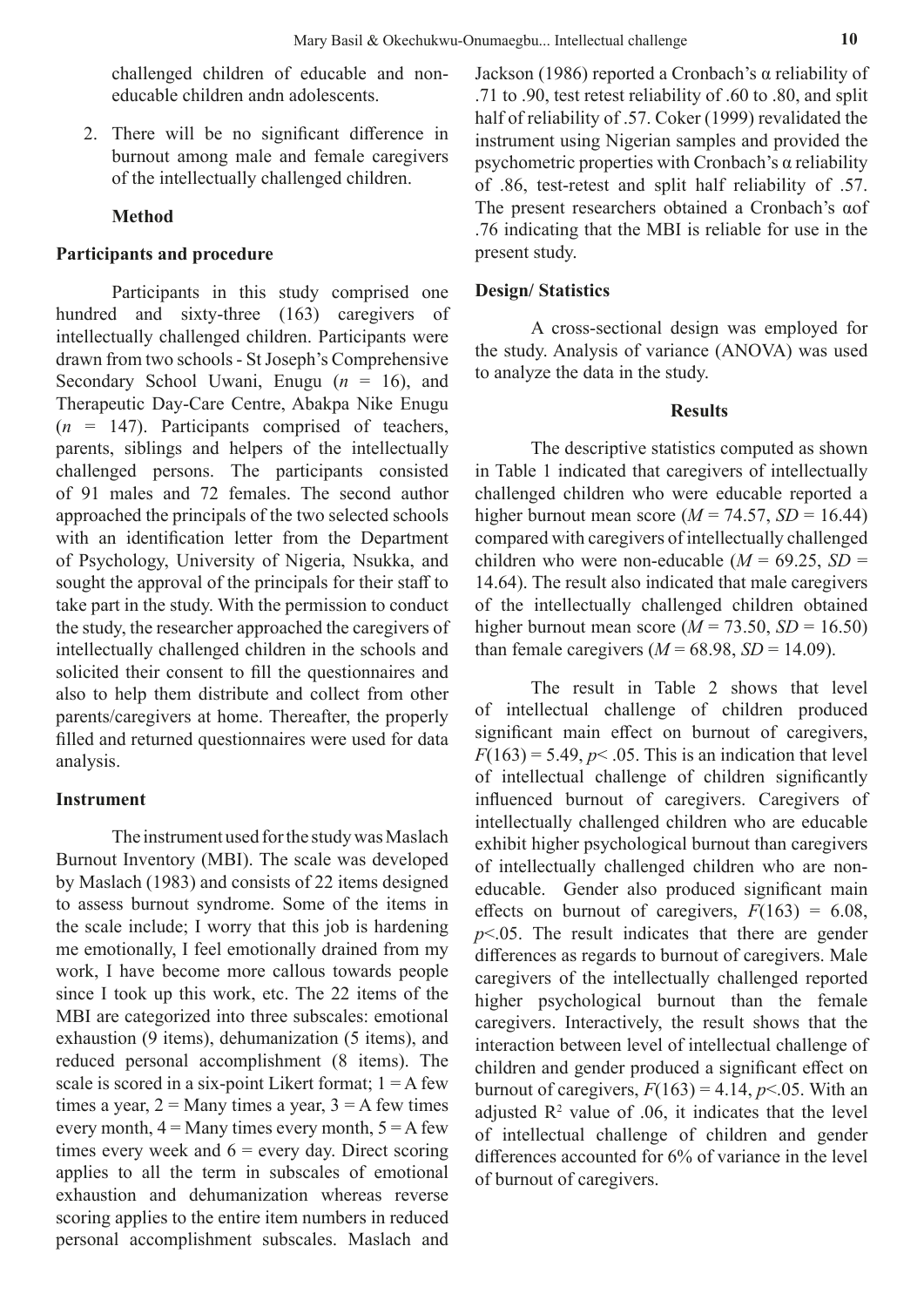challenged children of educable and non-educable children andn adolescents.

2. There will be no significant difference in burnout among male and female caregivers of the intellectually challenged children.

## Method

### Participants and procedure

Participants in this study comprised one hundred and sixty-three (163) caregivers of intellectually challenged children. Participants were drawn from two schools - St Joseph's Comprehensive Secondary School Uwani, Enugu (*n* = 16), and Therapeutic Day-Care Centre, Abakpa Nike Enugu (*n* = 147). Participants comprised of teachers, parents, siblings and helpers of the intellectually challenged persons. The participants consisted of 91 males and 72 females. The second author approached the principals of the two selected schools with an identification letter from the Department of Psychology, University of Nigeria, Nsukka, and sought the approval of the principals for their staff to take part in the study. With the permission to conduct the study, the researcher approached the caregivers of intellectually challenged children in the schools and solicited their consent to fill the questionnaires and also to help them distribute and collect from other parents/caregivers at home. Thereafter, the properly filled and returned questionnaires were used for data analysis.

### Instrument

The instrument used for the study was Maslach Burnout Inventory (MBI). The scale was developed by Maslach (1983) and consists of 22 items designed to assess burnout syndrome. Some of the items in the scale include; I worry that this job is hardening me emotionally, I feel emotionally drained from my work, I have become more callous towards people since I took up this work, etc. The 22 items of the MBI are categorized into three subscales: emotional exhaustion (9 items), dehumanization (5 items), and reduced personal accomplishment (8 items). The scale is scored in a six-point Likert format; 1 = A few times a year, 2 = Many times a year, 3 = A few times every month, 4 = Many times every month, 5 = A few times every week and 6 = every day. Direct scoring applies to all the term in subscales of emotional exhaustion and dehumanization whereas reverse scoring applies to the entire item numbers in reduced personal accomplishment subscales. Maslach and Jackson (1986) reported a Cronbach's α reliability of .71 to .90, test retest reliability of .60 to .80, and split half of reliability of .57. Coker (1999) revalidated the instrument using Nigerian samples and provided the psychometric properties with Cronbach's α reliability of .86, test-retest and split half reliability of .57. The present researchers obtained a Cronbach's αof .76 indicating that the MBI is reliable for use in the present study.

### Design/ Statistics

A cross-sectional design was employed for the study. Analysis of variance (ANOVA) was used to analyze the data in the study.

## Results

The descriptive statistics computed as shown in Table 1 indicated that caregivers of intellectually challenged children who were educable reported a higher burnout mean score ($M$ = 74.57, $SD$ = 16.44) compared with caregivers of intellectually challenged children who were non-educable ($M$ = 69.25, $SD$ = 14.64). The result also indicated that male caregivers of the intellectually challenged children obtained higher burnout mean score ($M$ = 73.50, $SD$ = 16.50) than female caregivers ($M$ = 68.98, $SD$ = 14.09).

The result in Table 2 shows that level of intellectual challenge of children produced significant main effect on burnout of caregivers, $F(163) = 5.49, p < .05$. This is an indication that level of intellectual challenge of children significantly influenced burnout of caregivers. Caregivers of intellectually challenged children who are educable exhibit higher psychological burnout than caregivers of intellectually challenged children who are non-educable. Gender also produced significant main effects on burnout of caregivers, $F(163) = 6.08, p < .05$. The result indicates that there are gender differences as regards to burnout of caregivers. Male caregivers of the intellectually challenged reported higher psychological burnout than the female caregivers. Interactively, the result shows that the interaction between level of intellectual challenge of children and gender produced a significant effect on burnout of caregivers, $F(163) = 4.14, p < .05$. With an adjusted $R^2$ value of .06, it indicates that the level of intellectual challenge of children and gender differences accounted for 6% of variance in the level of burnout of caregivers.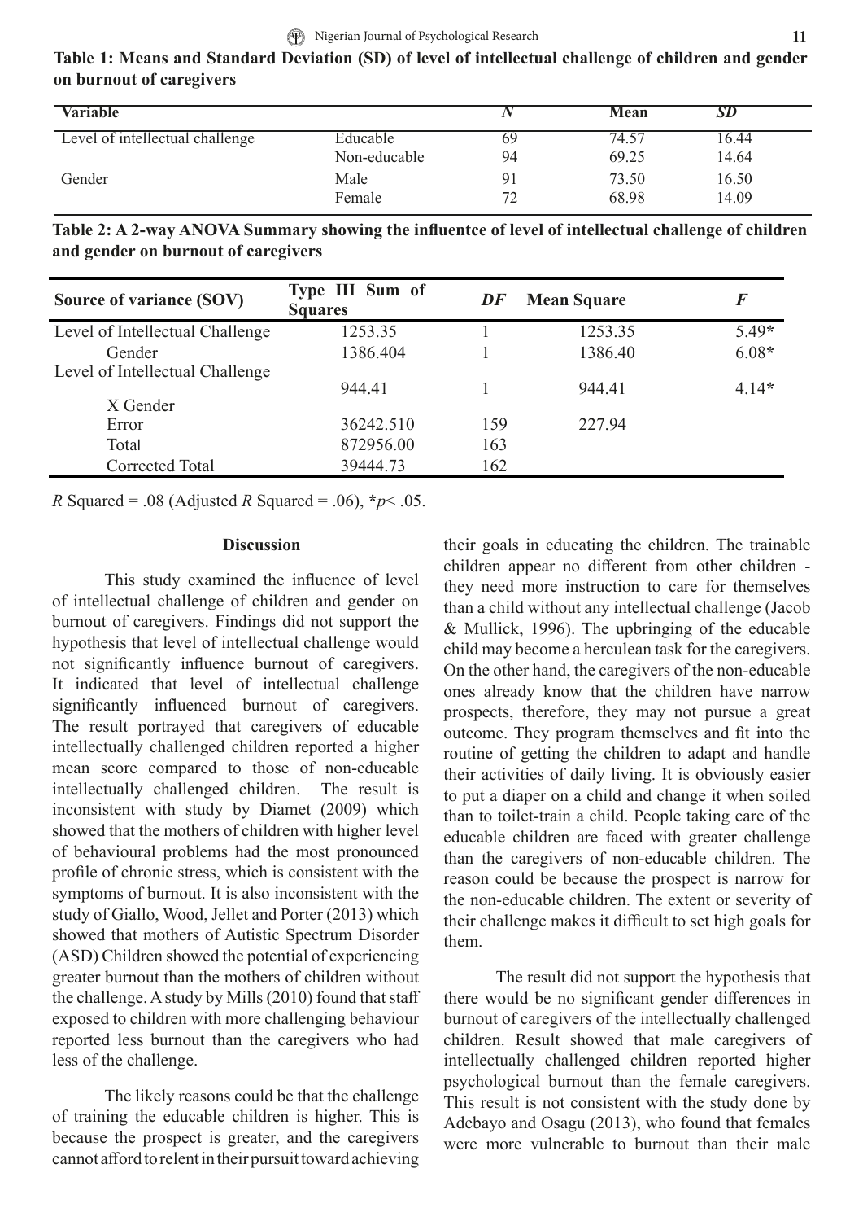**Table 1: Means and Standard Deviation (SD) of level of intellectual challenge of children and gender on burnout of caregivers**

| Variable | | *N* | Mean | *SD* |
|---|---|---|---|---|
| Level of intellectual challenge | Educable | 69 | 74.57 | 16.44 |
| | Non-educable | 94 | 69.25 | 14.64 |
| Gender | Male | 91 | 73.50 | 16.50 |
| | Female | 72 | 68.98 | 14.09 |

**Table 2: A 2-way ANOVA Summary showing the influentce of level of intellectual challenge of children and gender on burnout of caregivers**

| Source of variance (SOV) | Type III Sum of Squares | *DF* | Mean Square | *F* |
|---|---|---|---|---|
| Level of Intellectual Challenge | 1253.35 | 1 | 1253.35 | 5.49* |
| Gender | 1386.404 | 1 | 1386.40 | 6.08* |
| Level of Intellectual Challenge X Gender | 944.41 | 1 | 944.41 | 4.14* |
| Error | 36242.510 | 159 | 227.94 | |
| Total | 872956.00 | 163 | | |
| Corrected Total | 39444.73 | 162 | | |

*R* Squared = .08 (Adjusted *R* Squared = .06), *$p < .05$.

## Discussion

This study examined the influence of level of intellectual challenge of children and gender on burnout of caregivers. Findings did not support the hypothesis that level of intellectual challenge would not significantly influence burnout of caregivers. It indicated that level of intellectual challenge significantly influenced burnout of caregivers. The result portrayed that caregivers of educable intellectually challenged children reported a higher mean score compared to those of non-educable intellectually challenged children. The result is inconsistent with study by Diamet (2009) which showed that the mothers of children with higher level of behavioural problems had the most pronounced profile of chronic stress, which is consistent with the symptoms of burnout. It is also inconsistent with the study of Giallo, Wood, Jellet and Porter (2013) which showed that mothers of Autistic Spectrum Disorder (ASD) Children showed the potential of experiencing greater burnout than the mothers of children without the challenge. A study by Mills (2010) found that staff exposed to children with more challenging behaviour reported less burnout than the caregivers who had less of the challenge.

The likely reasons could be that the challenge of training the educable children is higher. This is because the prospect is greater, and the caregivers cannot afford to relent in their pursuit toward achieving their goals in educating the children. The trainable children appear no different from other children - they need more instruction to care for themselves than a child without any intellectual challenge (Jacob & Mullick, 1996). The upbringing of the educable child may become a herculean task for the caregivers. On the other hand, the caregivers of the non-educable ones already know that the children have narrow prospects, therefore, they may not pursue a great outcome. They program themselves and fit into the routine of getting the children to adapt and handle their activities of daily living. It is obviously easier to put a diaper on a child and change it when soiled than to toilet-train a child. People taking care of the educable children are faced with greater challenge than the caregivers of non-educable children. The reason could be because the prospect is narrow for the non-educable children. The extent or severity of their challenge makes it difficult to set high goals for them.

The result did not support the hypothesis that there would be no significant gender differences in burnout of caregivers of the intellectually challenged children. Result showed that male caregivers of intellectually challenged children reported higher psychological burnout than the female caregivers. This result is not consistent with the study done by Adebayo and Osagu (2013), who found that females were more vulnerable to burnout than their male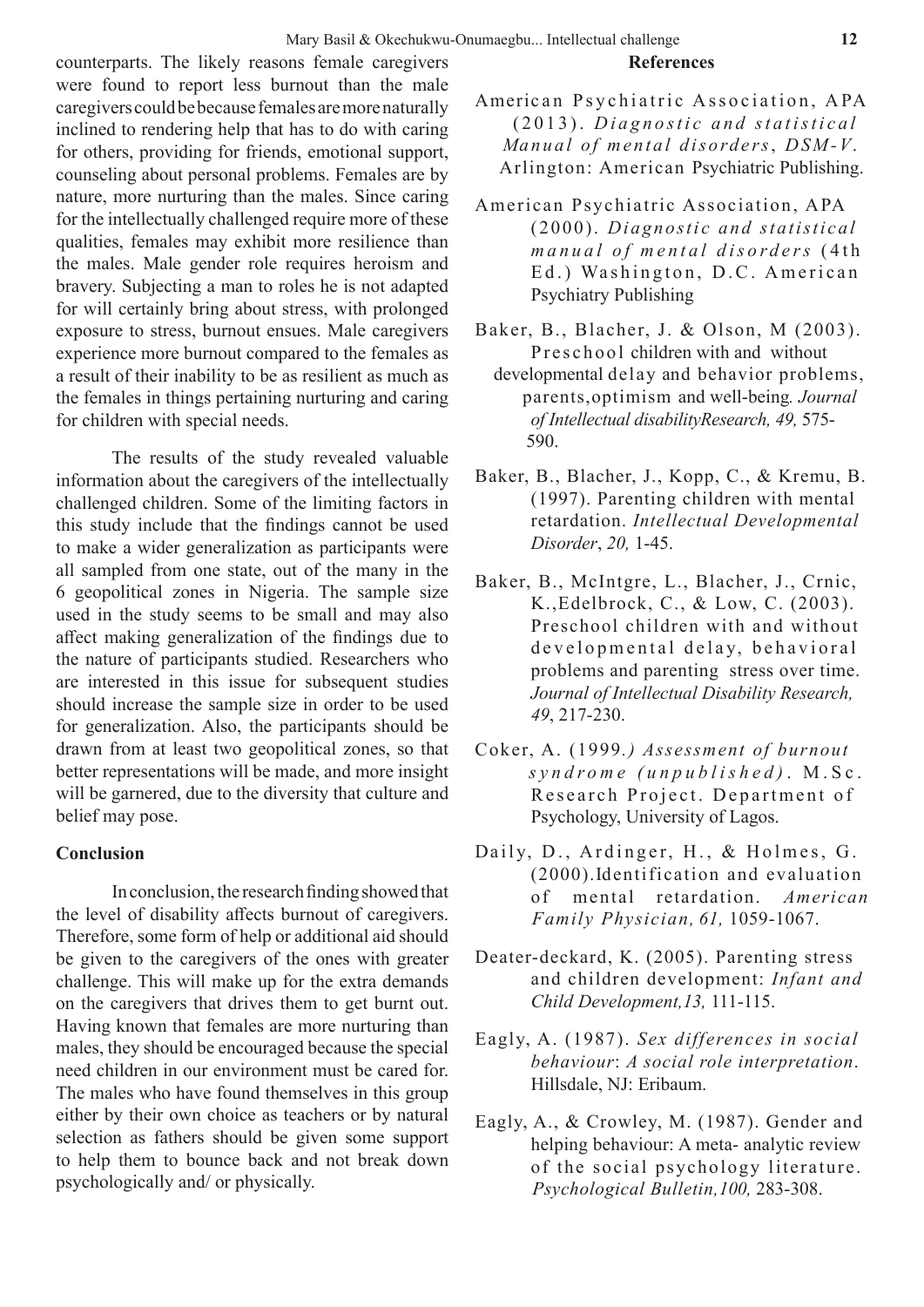counterparts. The likely reasons female caregivers were found to report less burnout than the male caregivers could be because females are more naturally inclined to rendering help that has to do with caring for others, providing for friends, emotional support, counseling about personal problems. Females are by nature, more nurturing than the males. Since caring for the intellectually challenged require more of these qualities, females may exhibit more resilience than the males. Male gender role requires heroism and bravery. Subjecting a man to roles he is not adapted for will certainly bring about stress, with prolonged exposure to stress, burnout ensues. Male caregivers experience more burnout compared to the females as a result of their inability to be as resilient as much as the females in things pertaining nurturing and caring for children with special needs.

The results of the study revealed valuable information about the caregivers of the intellectually challenged children. Some of the limiting factors in this study include that the findings cannot be used to make a wider generalization as participants were all sampled from one state, out of the many in the 6 geopolitical zones in Nigeria. The sample size used in the study seems to be small and may also affect making generalization of the findings due to the nature of participants studied. Researchers who are interested in this issue for subsequent studies should increase the sample size in order to be used for generalization. Also, the participants should be drawn from at least two geopolitical zones, so that better representations will be made, and more insight will be garnered, due to the diversity that culture and belief may pose.

## Conclusion

In conclusion, the research finding showed that the level of disability affects burnout of caregivers. Therefore, some form of help or additional aid should be given to the caregivers of the ones with greater challenge. This will make up for the extra demands on the caregivers that drives them to get burnt out. Having known that females are more nurturing than males, they should be encouraged because the special need children in our environment must be cared for. The males who have found themselves in this group either by their own choice as teachers or by natural selection as fathers should be given some support to help them to bounce back and not break down psychologically and/ or physically.

## References

American Psychiatric Association, APA (2013). *Diagnostic and statistical Manual of mental disorders*, *DSM-V*. Arlington: American Psychiatric Publishing.

American Psychiatric Association, APA (2000). *Diagnostic and statistical manual of mental disorders* (4th Ed.) Washington, D.C. American Psychiatry Publishing

Baker, B., Blacher, J. & Olson, M (2003). Preschool children with and without developmental delay and behavior problems, parents,optimism and well-being. *Journal of Intellectual disabilityResearch, 49,* 575-590.

Baker, B., Blacher, J., Kopp, C., & Kremu, B. (1997). Parenting children with mental retardation. *Intellectual Developmental Disorder*, *20,* 1-45.

Baker, B., McIntgre, L., Blacher, J., Crnic, K.,Edelbrock, C., & Low, C. (2003). Preschool children with and without developmental delay, behavioral problems and parenting stress over time. *Journal of Intellectual Disability Research, 49*, 217-230.

Coker, A. (1999*.) Assessment of burnout syndrome (unpublished)*. M.Sc. Research Project. Department of Psychology, University of Lagos.

Daily, D., Ardinger, H., & Holmes, G. (2000).Identification and evaluation of mental retardation. *American Family Physician, 61,* 1059-1067.

Deater-deckard, K. (2005). Parenting stress and children development: *Infant and Child Development,13,* 111-115.

Eagly, A. (1987). *Sex differences in social behaviour*: *A social role interpretation*. Hillsdale, NJ: Eribaum.

Eagly, A., & Crowley, M. (1987). Gender and helping behaviour: A meta- analytic review of the social psychology literature. *Psychological Bulletin,100,* 283-308.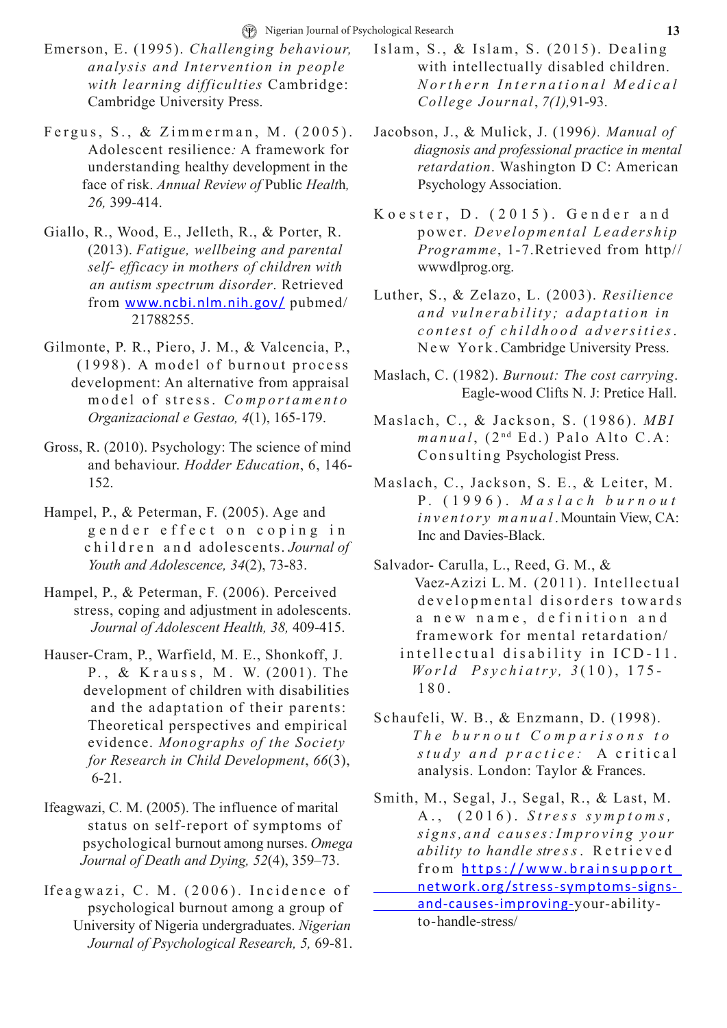Emerson, E. (1995). *Challenging behaviour, analysis and Intervention in people with learning difficulties* Cambridge: Cambridge University Press.

Fergus, S., & Zimmerman, M. (2005). Adolescent resilience*:* A framework for understanding healthy development in the face of risk. *Annual Review of* Public *Healt*h*, 26,* 399-414.

Giallo, R., Wood, E., Jelleth, R., & Porter, R. (2013). *Fatigue, wellbeing and parental self- efficacy in mothers of children with an autism spectrum disorder*. Retrieved from www.ncbi.nlm.nih.gov/ pubmed/ 21788255.

Gilmonte, P. R., Piero, J. M., & Valcencia, P., (1998). A model of burnout process development: An alternative from appraisal model of stress. *Comportamento Organizacional e Gestao, 4*(1), 165-179.

Gross, R. (2010). Psychology: The science of mind and behaviour. *Hodder Education*, 6, 146-152.

Hampel, P., & Peterman, F. (2005). Age and gender effect on coping in children and adolescents. *Journal of Youth and Adolescence, 34*(2), 73-83.

Hampel, P., & Peterman, F. (2006). Perceived stress, coping and adjustment in adolescents. *Journal of Adolescent Health, 38,* 409-415.

Hauser-Cram, P., Warfield, M. E., Shonkoff, J. P., & Krauss, M. W. (2001). The development of children with disabilities and the adaptation of their parents: Theoretical perspectives and empirical evidence. *Monographs of the Society for Research in Child Development*, *66*(3), 6-21.

Ifeagwazi, C. M. (2005). The influence of marital status on self-report of symptoms of psychological burnout among nurses. *Omega Journal of Death and Dying, 52*(4), 359–73.

Ifeagwazi, C. M. (2006). Incidence of psychological burnout among a group of University of Nigeria undergraduates. *Nigerian Journal of Psychological Research, 5,* 69-81.

Islam, S., & Islam, S. (2015). Dealing with intellectually disabled children. *Northern International Medical College Journal*, *7(1),*91-93.

Jacobson, J., & Mulick, J. (1996*). Manual of diagnosis and professional practice in mental retardation*. Washington D C: American Psychology Association.

Koester, D. (2015). Gender and power. *Developmental Leadership Programme*, 1-7.Retrieved from http// wwwdlprog.org.

Luther, S., & Zelazo, L. (2003). *Resilience and vulnerability; adaptation in contest of childhood adversities*. New York. Cambridge University Press.

Maslach, C. (1982). *Burnout: The cost carrying*. Eagle-wood Clifts N. J: Pretice Hall.

Maslach, C., & Jackson, S. (1986). *MBI manual*, (2nd Ed.) Palo Alto C.A: Consulting Psychologist Press.

Maslach, C., Jackson, S. E., & Leiter, M. P. (1996). *Maslach burnout inventory manual*. Mountain View, CA: Inc and Davies-Black.

Salvador- Carulla, L., Reed, G. M., & Vaez-Azizi L. M. (2011). Intellectual developmental disorders towards a new name, definition and framework for mental retardation/ intellectual disability in ICD-11. *World Psychiatry, 3*(10), 175-180.

Schaufeli, W. B., & Enzmann, D. (1998). *The burnout Comparisons to study and practice:* A critical analysis. London: Taylor & Frances.

Smith, M., Segal, J., Segal, R., & Last, M. A., (2016). *Stress symptoms, signs, and causes: Improving your ability to handle stress*. Retrieved from https://www.brainsupport network.org/stress-symptoms-signs-and-causes-improving-your-ability-to-handle-stress/